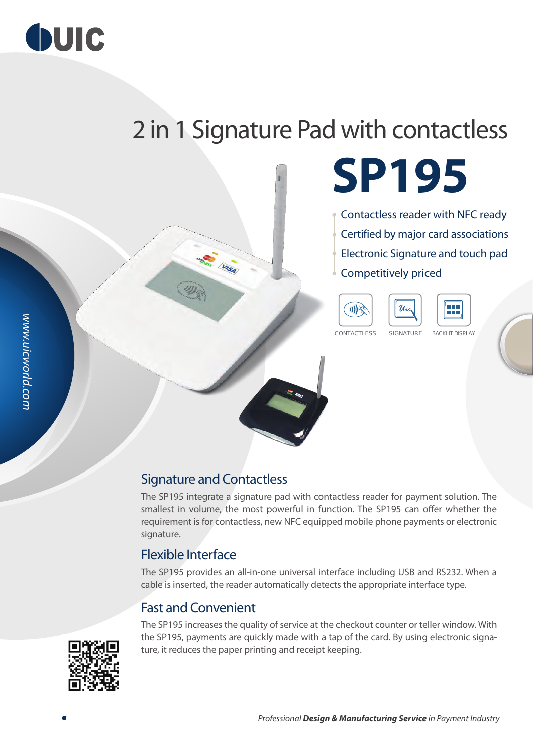UIC

# 2 in 1 Signature Pad with contactless

# SP195

- Contactless reader with NFC ready
- Certified by major card associations
- Electronic Signature and touch pad
- Competitively priced

CONTACTLESS SIGNATURE BACKLIT DISPLAY

www.uicworld.com

## Signature and Contactless

The SP195 integrate a signature pad with contactless reader for payment solution. The smallest in volume, the most powerful in function. The SP195 can offer whether the requirement is for contactless, new NFC equipped mobile phone payments or electronic signature.

## Flexible Interface

The SP195 provides an all-in-one universal interface including USB and RS232. When a cable is inserted, the reader automatically detects the appropriate interface type.

## Fast and Convenient

The SP195 increases the quality of service at the checkout counter or teller window. With the SP195, payments are quickly made with a tap of the card. By using electronic signature, it reduces the paper printing and receipt keeping.

*Professional **Design & Manufacturing Service** in Payment Industry*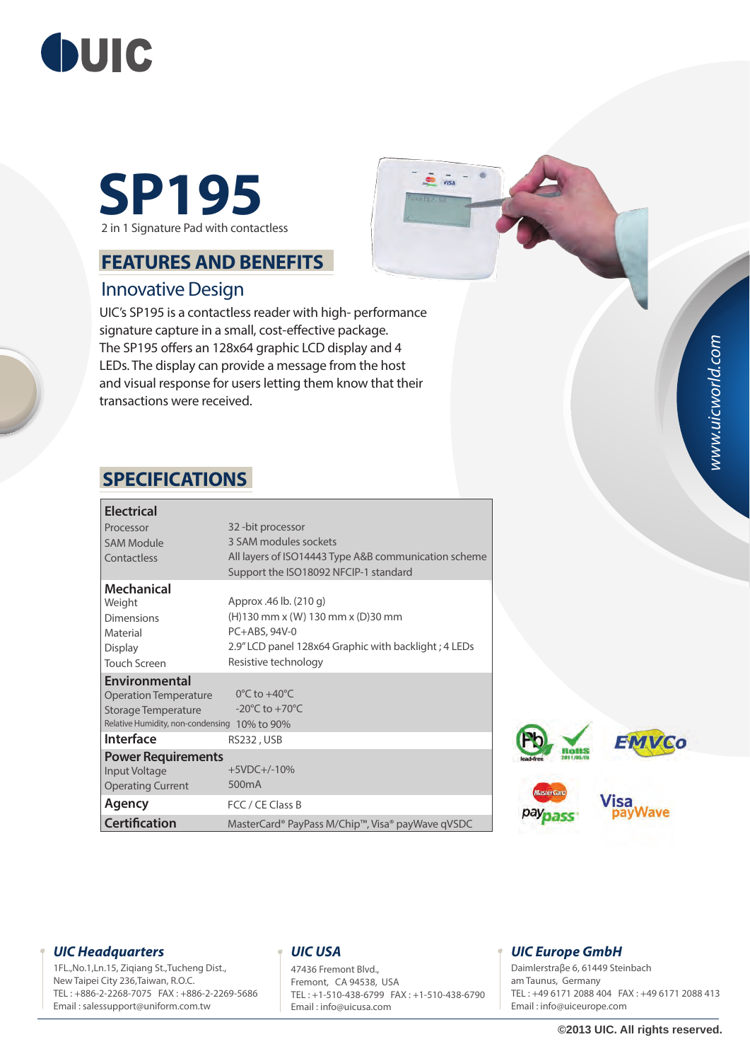# SP195

2 in 1 Signature Pad with contactless

## FEATURES AND BENEFITS

### Innovative Design

UIC's SP195 is a contactless reader with high- performance signature capture in a small, cost-effective package. The SP195 offers an 128x64 graphic LCD display and 4 LEDs. The display can provide a message from the host and visual response for users letting them know that their transactions were received.

www.uicworld.com

## SPECIFICATIONS

| | |
|---|---|
| **Electrical** | |
| Processor | 32 -bit processor |
| SAM Module | 3 SAM modules sockets |
| Contactless | All layers of ISO14443 Type A&B communication scheme |
| | Support the ISO18092 NFCIP-1 standard |
| **Mechanical** | |
| Weight | Approx .46 lb. (210 g) |
| Dimensions | (H)130 mm x (W) 130 mm x (D)30 mm |
| Material | PC+ABS, 94V-0 |
| Display | 2.9" LCD panel 128x64 Graphic with backlight ; 4 LEDs |
| Touch Screen | Resistive technology |
| **Environmental** | |
| Operation Temperature | 0°C to +40°C |
| Storage Temperature | -20°C to +70°C |
| Relative Humidity, non-condensing | 10% to 90% |
| **Interface** | RS232 , USB |
| **Power Requirements** | |
| Input Voltage | +5VDC+/-10% |
| Operating Current | 500mA |
| **Agency** | FCC / CE Class B |
| **Certification** | MasterCard® PayPass M/Chip™, Visa® payWave qVSDC |

### *UIC Headquarters*

1FL.,No.1,Ln.15, Ziqiang St.,Tucheng Dist.,
New Taipei City 236,Taiwan, R.O.C.
TEL : +886-2-2268-7075 FAX : +886-2-2269-5686
Email : salessupport@uniform.com.tw

### *UIC USA*

47436 Fremont Blvd.,
Fremont, CA 94538, USA
TEL : +1-510-438-6799 FAX : +1-510-438-6790
Email : info@uicusa.com

### *UIC Europe GmbH*

Daimlerstraβe 6, 61449 Steinbach
am Taunus, Germany
TEL : +49 6171 2088 404 FAX : +49 6171 2088 413
Email : info@uiceurope.com

**©2013 UIC. All rights reserved.**